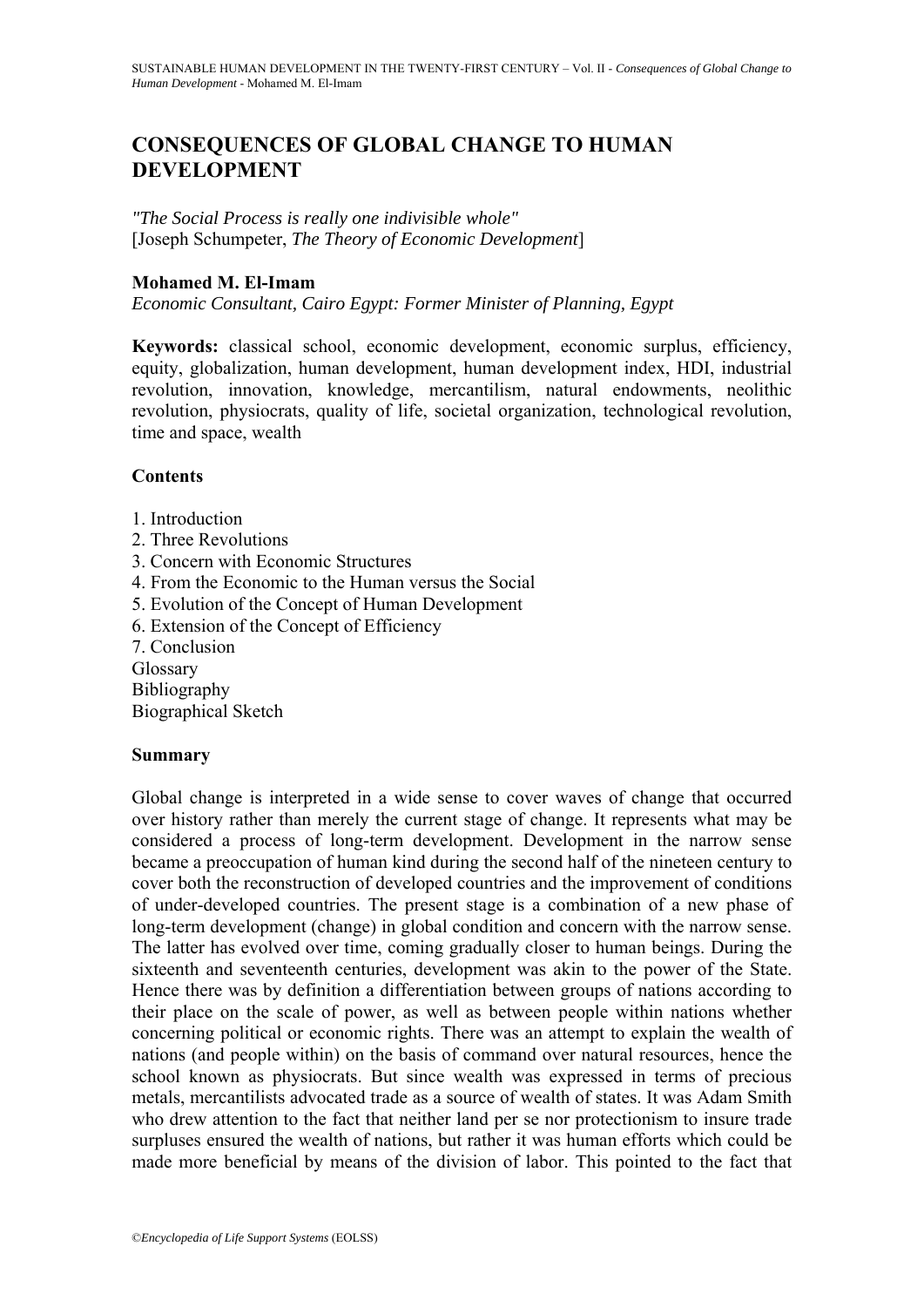# CONSEQUENCES OF GLOBAL CHANGE TO HUMAN DEVELOPMENT

*"The Social Process is really one indivisible whole"*
[Joseph Schumpeter, *The Theory of Economic Development*]

**Mohamed M. El-Imam**
*Economic Consultant, Cairo Egypt: Former Minister of Planning, Egypt*

**Keywords:** classical school, economic development, economic surplus, efficiency, equity, globalization, human development, human development index, HDI, industrial revolution, innovation, knowledge, mercantilism, natural endowments, neolithic revolution, physiocrats, quality of life, societal organization, technological revolution, time and space, wealth

## Contents

1. Introduction
2. Three Revolutions
3. Concern with Economic Structures
4. From the Economic to the Human versus the Social
5. Evolution of the Concept of Human Development
6. Extension of the Concept of Efficiency
7. Conclusion

Glossary
Bibliography
Biographical Sketch

## Summary

Global change is interpreted in a wide sense to cover waves of change that occurred over history rather than merely the current stage of change. It represents what may be considered a process of long-term development. Development in the narrow sense became a preoccupation of human kind during the second half of the nineteen century to cover both the reconstruction of developed countries and the improvement of conditions of under-developed countries. The present stage is a combination of a new phase of long-term development (change) in global condition and concern with the narrow sense. The latter has evolved over time, coming gradually closer to human beings. During the sixteenth and seventeenth centuries, development was akin to the power of the State. Hence there was by definition a differentiation between groups of nations according to their place on the scale of power, as well as between people within nations whether concerning political or economic rights. There was an attempt to explain the wealth of nations (and people within) on the basis of command over natural resources, hence the school known as physiocrats. But since wealth was expressed in terms of precious metals, mercantilists advocated trade as a source of wealth of states. It was Adam Smith who drew attention to the fact that neither land per se nor protectionism to insure trade surpluses ensured the wealth of nations, but rather it was human efforts which could be made more beneficial by means of the division of labor. This pointed to the fact that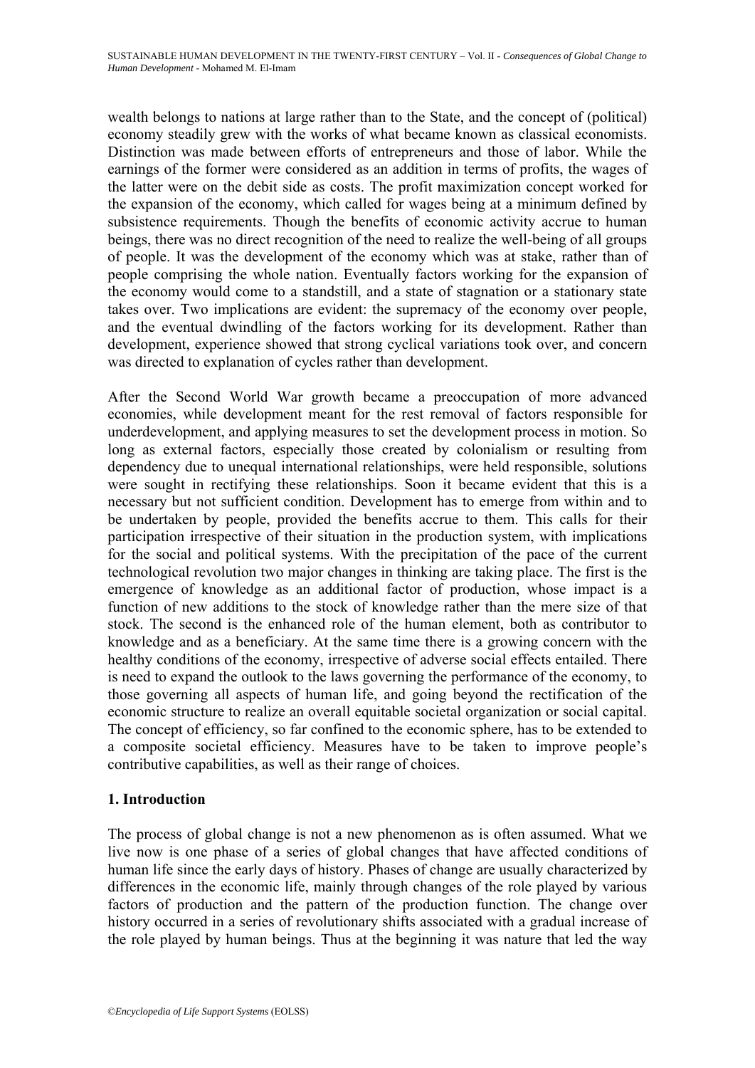wealth belongs to nations at large rather than to the State, and the concept of (political) economy steadily grew with the works of what became known as classical economists. Distinction was made between efforts of entrepreneurs and those of labor. While the earnings of the former were considered as an addition in terms of profits, the wages of the latter were on the debit side as costs. The profit maximization concept worked for the expansion of the economy, which called for wages being at a minimum defined by subsistence requirements. Though the benefits of economic activity accrue to human beings, there was no direct recognition of the need to realize the well-being of all groups of people. It was the development of the economy which was at stake, rather than of people comprising the whole nation. Eventually factors working for the expansion of the economy would come to a standstill, and a state of stagnation or a stationary state takes over. Two implications are evident: the supremacy of the economy over people, and the eventual dwindling of the factors working for its development. Rather than development, experience showed that strong cyclical variations took over, and concern was directed to explanation of cycles rather than development.

After the Second World War growth became a preoccupation of more advanced economies, while development meant for the rest removal of factors responsible for underdevelopment, and applying measures to set the development process in motion. So long as external factors, especially those created by colonialism or resulting from dependency due to unequal international relationships, were held responsible, solutions were sought in rectifying these relationships. Soon it became evident that this is a necessary but not sufficient condition. Development has to emerge from within and to be undertaken by people, provided the benefits accrue to them. This calls for their participation irrespective of their situation in the production system, with implications for the social and political systems. With the precipitation of the pace of the current technological revolution two major changes in thinking are taking place. The first is the emergence of knowledge as an additional factor of production, whose impact is a function of new additions to the stock of knowledge rather than the mere size of that stock. The second is the enhanced role of the human element, both as contributor to knowledge and as a beneficiary. At the same time there is a growing concern with the healthy conditions of the economy, irrespective of adverse social effects entailed. There is need to expand the outlook to the laws governing the performance of the economy, to those governing all aspects of human life, and going beyond the rectification of the economic structure to realize an overall equitable societal organization or social capital. The concept of efficiency, so far confined to the economic sphere, has to be extended to a composite societal efficiency. Measures have to be taken to improve people's contributive capabilities, as well as their range of choices.

## 1. Introduction

The process of global change is not a new phenomenon as is often assumed. What we live now is one phase of a series of global changes that have affected conditions of human life since the early days of history. Phases of change are usually characterized by differences in the economic life, mainly through changes of the role played by various factors of production and the pattern of the production function. The change over history occurred in a series of revolutionary shifts associated with a gradual increase of the role played by human beings. Thus at the beginning it was nature that led the way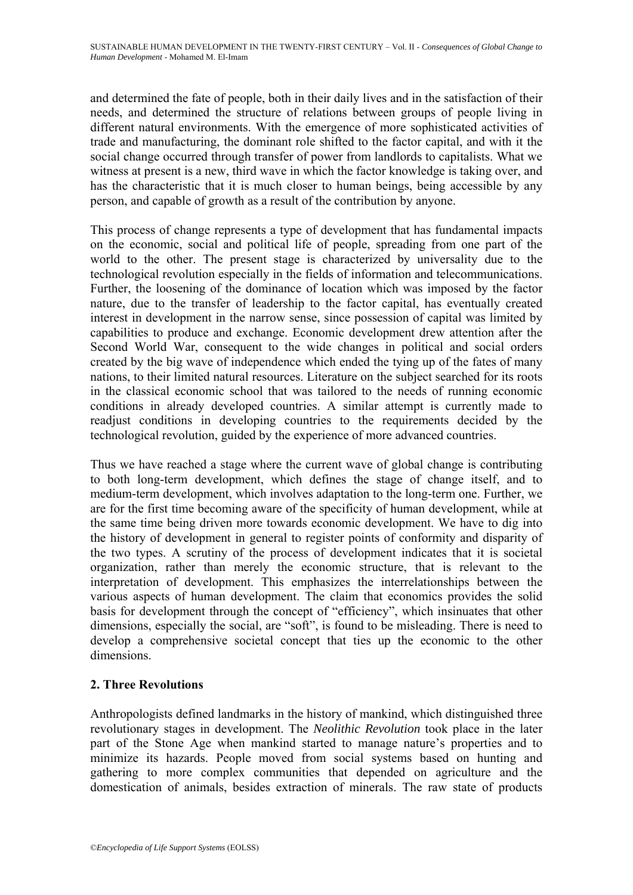and determined the fate of people, both in their daily lives and in the satisfaction of their needs, and determined the structure of relations between groups of people living in different natural environments. With the emergence of more sophisticated activities of trade and manufacturing, the dominant role shifted to the factor capital, and with it the social change occurred through transfer of power from landlords to capitalists. What we witness at present is a new, third wave in which the factor knowledge is taking over, and has the characteristic that it is much closer to human beings, being accessible by any person, and capable of growth as a result of the contribution by anyone.

This process of change represents a type of development that has fundamental impacts on the economic, social and political life of people, spreading from one part of the world to the other. The present stage is characterized by universality due to the technological revolution especially in the fields of information and telecommunications. Further, the loosening of the dominance of location which was imposed by the factor nature, due to the transfer of leadership to the factor capital, has eventually created interest in development in the narrow sense, since possession of capital was limited by capabilities to produce and exchange. Economic development drew attention after the Second World War, consequent to the wide changes in political and social orders created by the big wave of independence which ended the tying up of the fates of many nations, to their limited natural resources. Literature on the subject searched for its roots in the classical economic school that was tailored to the needs of running economic conditions in already developed countries. A similar attempt is currently made to readjust conditions in developing countries to the requirements decided by the technological revolution, guided by the experience of more advanced countries.

Thus we have reached a stage where the current wave of global change is contributing to both long-term development, which defines the stage of change itself, and to medium-term development, which involves adaptation to the long-term one. Further, we are for the first time becoming aware of the specificity of human development, while at the same time being driven more towards economic development. We have to dig into the history of development in general to register points of conformity and disparity of the two types. A scrutiny of the process of development indicates that it is societal organization, rather than merely the economic structure, that is relevant to the interpretation of development. This emphasizes the interrelationships between the various aspects of human development. The claim that economics provides the solid basis for development through the concept of "efficiency", which insinuates that other dimensions, especially the social, are "soft", is found to be misleading. There is need to develop a comprehensive societal concept that ties up the economic to the other dimensions.

## 2. Three Revolutions

Anthropologists defined landmarks in the history of mankind, which distinguished three revolutionary stages in development. The *Neolithic Revolution* took place in the later part of the Stone Age when mankind started to manage nature's properties and to minimize its hazards. People moved from social systems based on hunting and gathering to more complex communities that depended on agriculture and the domestication of animals, besides extraction of minerals. The raw state of products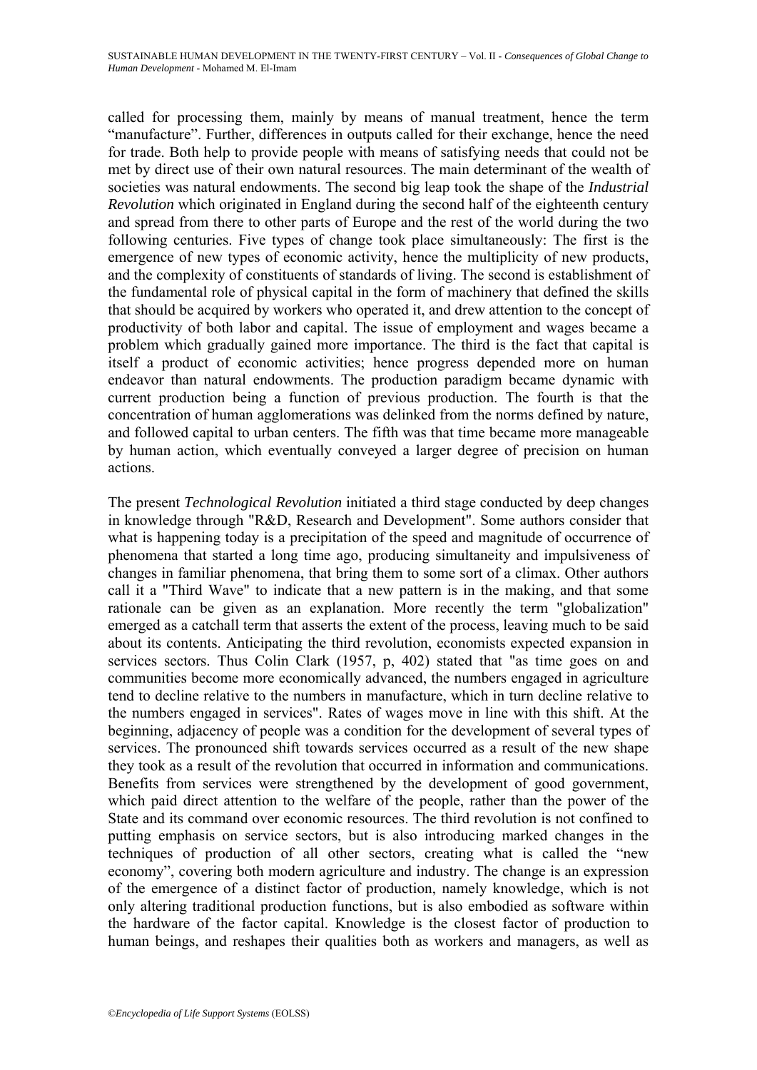called for processing them, mainly by means of manual treatment, hence the term "manufacture". Further, differences in outputs called for their exchange, hence the need for trade. Both help to provide people with means of satisfying needs that could not be met by direct use of their own natural resources. The main determinant of the wealth of societies was natural endowments. The second big leap took the shape of the *Industrial Revolution* which originated in England during the second half of the eighteenth century and spread from there to other parts of Europe and the rest of the world during the two following centuries. Five types of change took place simultaneously: The first is the emergence of new types of economic activity, hence the multiplicity of new products, and the complexity of constituents of standards of living. The second is establishment of the fundamental role of physical capital in the form of machinery that defined the skills that should be acquired by workers who operated it, and drew attention to the concept of productivity of both labor and capital. The issue of employment and wages became a problem which gradually gained more importance. The third is the fact that capital is itself a product of economic activities; hence progress depended more on human endeavor than natural endowments. The production paradigm became dynamic with current production being a function of previous production. The fourth is that the concentration of human agglomerations was delinked from the norms defined by nature, and followed capital to urban centers. The fifth was that time became more manageable by human action, which eventually conveyed a larger degree of precision on human actions.

The present *Technological Revolution* initiated a third stage conducted by deep changes in knowledge through "R&D, Research and Development". Some authors consider that what is happening today is a precipitation of the speed and magnitude of occurrence of phenomena that started a long time ago, producing simultaneity and impulsiveness of changes in familiar phenomena, that bring them to some sort of a climax. Other authors call it a "Third Wave" to indicate that a new pattern is in the making, and that some rationale can be given as an explanation. More recently the term "globalization" emerged as a catchall term that asserts the extent of the process, leaving much to be said about its contents. Anticipating the third revolution, economists expected expansion in services sectors. Thus Colin Clark (1957, p, 402) stated that "as time goes on and communities become more economically advanced, the numbers engaged in agriculture tend to decline relative to the numbers in manufacture, which in turn decline relative to the numbers engaged in services". Rates of wages move in line with this shift. At the beginning, adjacency of people was a condition for the development of several types of services. The pronounced shift towards services occurred as a result of the new shape they took as a result of the revolution that occurred in information and communications. Benefits from services were strengthened by the development of good government, which paid direct attention to the welfare of the people, rather than the power of the State and its command over economic resources. The third revolution is not confined to putting emphasis on service sectors, but is also introducing marked changes in the techniques of production of all other sectors, creating what is called the "new economy", covering both modern agriculture and industry. The change is an expression of the emergence of a distinct factor of production, namely knowledge, which is not only altering traditional production functions, but is also embodied as software within the hardware of the factor capital. Knowledge is the closest factor of production to human beings, and reshapes their qualities both as workers and managers, as well as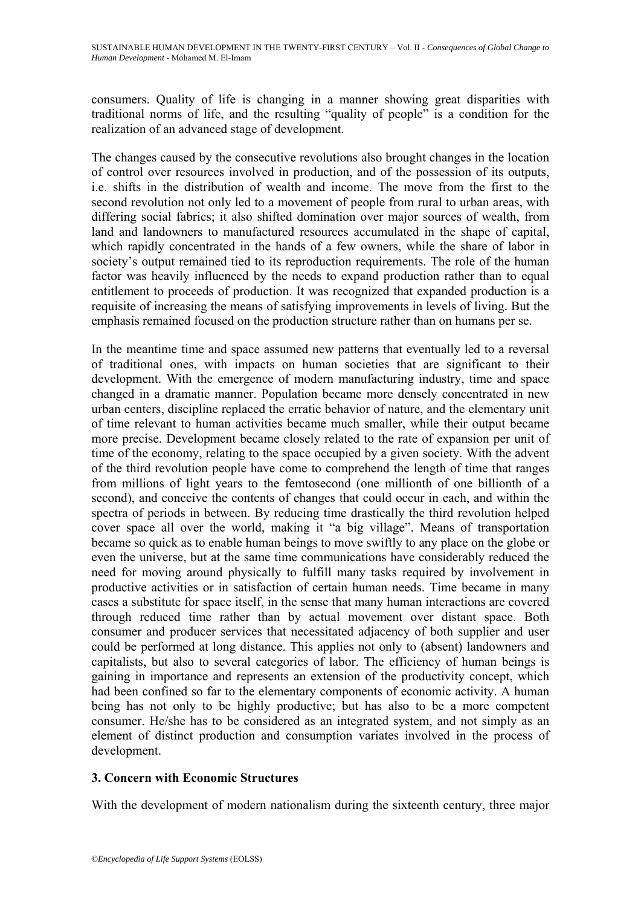consumers. Quality of life is changing in a manner showing great disparities with traditional norms of life, and the resulting "quality of people" is a condition for the realization of an advanced stage of development.

The changes caused by the consecutive revolutions also brought changes in the location of control over resources involved in production, and of the possession of its outputs, i.e. shifts in the distribution of wealth and income. The move from the first to the second revolution not only led to a movement of people from rural to urban areas, with differing social fabrics; it also shifted domination over major sources of wealth, from land and landowners to manufactured resources accumulated in the shape of capital, which rapidly concentrated in the hands of a few owners, while the share of labor in society's output remained tied to its reproduction requirements. The role of the human factor was heavily influenced by the needs to expand production rather than to equal entitlement to proceeds of production. It was recognized that expanded production is a requisite of increasing the means of satisfying improvements in levels of living. But the emphasis remained focused on the production structure rather than on humans per se.

In the meantime time and space assumed new patterns that eventually led to a reversal of traditional ones, with impacts on human societies that are significant to their development. With the emergence of modern manufacturing industry, time and space changed in a dramatic manner. Population became more densely concentrated in new urban centers, discipline replaced the erratic behavior of nature, and the elementary unit of time relevant to human activities became much smaller, while their output became more precise. Development became closely related to the rate of expansion per unit of time of the economy, relating to the space occupied by a given society. With the advent of the third revolution people have come to comprehend the length of time that ranges from millions of light years to the femtosecond (one millionth of one billionth of a second), and conceive the contents of changes that could occur in each, and within the spectra of periods in between. By reducing time drastically the third revolution helped cover space all over the world, making it "a big village". Means of transportation became so quick as to enable human beings to move swiftly to any place on the globe or even the universe, but at the same time communications have considerably reduced the need for moving around physically to fulfill many tasks required by involvement in productive activities or in satisfaction of certain human needs. Time became in many cases a substitute for space itself, in the sense that many human interactions are covered through reduced time rather than by actual movement over distant space. Both consumer and producer services that necessitated adjacency of both supplier and user could be performed at long distance. This applies not only to (absent) landowners and capitalists, but also to several categories of labor. The efficiency of human beings is gaining in importance and represents an extension of the productivity concept, which had been confined so far to the elementary components of economic activity. A human being has not only to be highly productive; but has also to be a more competent consumer. He/she has to be considered as an integrated system, and not simply as an element of distinct production and consumption variates involved in the process of development.

## 3. Concern with Economic Structures

With the development of modern nationalism during the sixteenth century, three major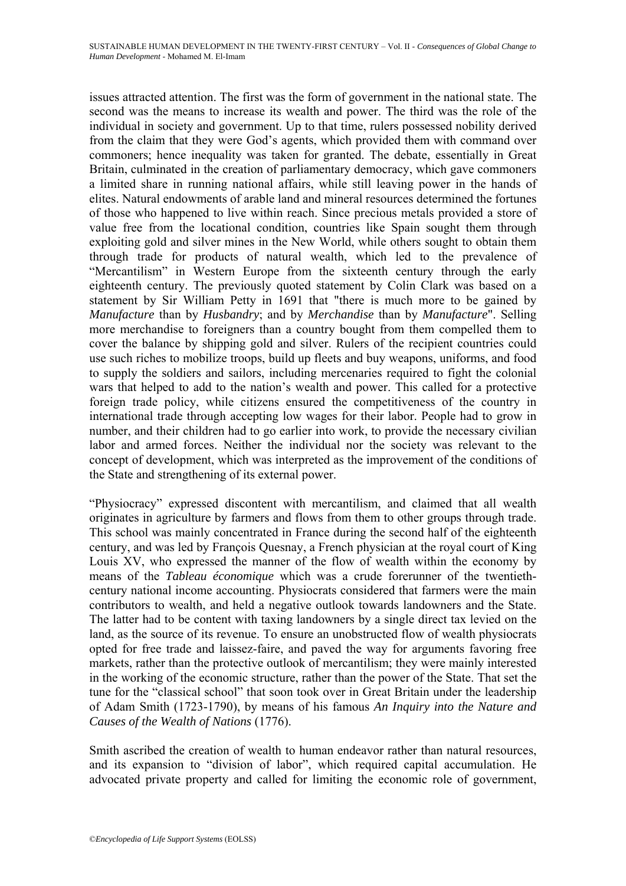issues attracted attention. The first was the form of government in the national state. The second was the means to increase its wealth and power. The third was the role of the individual in society and government. Up to that time, rulers possessed nobility derived from the claim that they were God's agents, which provided them with command over commoners; hence inequality was taken for granted. The debate, essentially in Great Britain, culminated in the creation of parliamentary democracy, which gave commoners a limited share in running national affairs, while still leaving power in the hands of elites. Natural endowments of arable land and mineral resources determined the fortunes of those who happened to live within reach. Since precious metals provided a store of value free from the locational condition, countries like Spain sought them through exploiting gold and silver mines in the New World, while others sought to obtain them through trade for products of natural wealth, which led to the prevalence of "Mercantilism" in Western Europe from the sixteenth century through the early eighteenth century. The previously quoted statement by Colin Clark was based on a statement by Sir William Petty in 1691 that "there is much more to be gained by *Manufacture* than by *Husbandry*; and by *Merchandise* than by *Manufacture*". Selling more merchandise to foreigners than a country bought from them compelled them to cover the balance by shipping gold and silver. Rulers of the recipient countries could use such riches to mobilize troops, build up fleets and buy weapons, uniforms, and food to supply the soldiers and sailors, including mercenaries required to fight the colonial wars that helped to add to the nation's wealth and power. This called for a protective foreign trade policy, while citizens ensured the competitiveness of the country in international trade through accepting low wages for their labor. People had to grow in number, and their children had to go earlier into work, to provide the necessary civilian labor and armed forces. Neither the individual nor the society was relevant to the concept of development, which was interpreted as the improvement of the conditions of the State and strengthening of its external power.

"Physiocracy" expressed discontent with mercantilism, and claimed that all wealth originates in agriculture by farmers and flows from them to other groups through trade. This school was mainly concentrated in France during the second half of the eighteenth century, and was led by François Quesnay, a French physician at the royal court of King Louis XV, who expressed the manner of the flow of wealth within the economy by means of the *Tableau économique* which was a crude forerunner of the twentieth-century national income accounting. Physiocrats considered that farmers were the main contributors to wealth, and held a negative outlook towards landowners and the State. The latter had to be content with taxing landowners by a single direct tax levied on the land, as the source of its revenue. To ensure an unobstructed flow of wealth physiocrats opted for free trade and laissez-faire, and paved the way for arguments favoring free markets, rather than the protective outlook of mercantilism; they were mainly interested in the working of the economic structure, rather than the power of the State. That set the tune for the "classical school" that soon took over in Great Britain under the leadership of Adam Smith (1723-1790), by means of his famous *An Inquiry into the Nature and Causes of the Wealth of Nations* (1776).

Smith ascribed the creation of wealth to human endeavor rather than natural resources, and its expansion to "division of labor", which required capital accumulation. He advocated private property and called for limiting the economic role of government,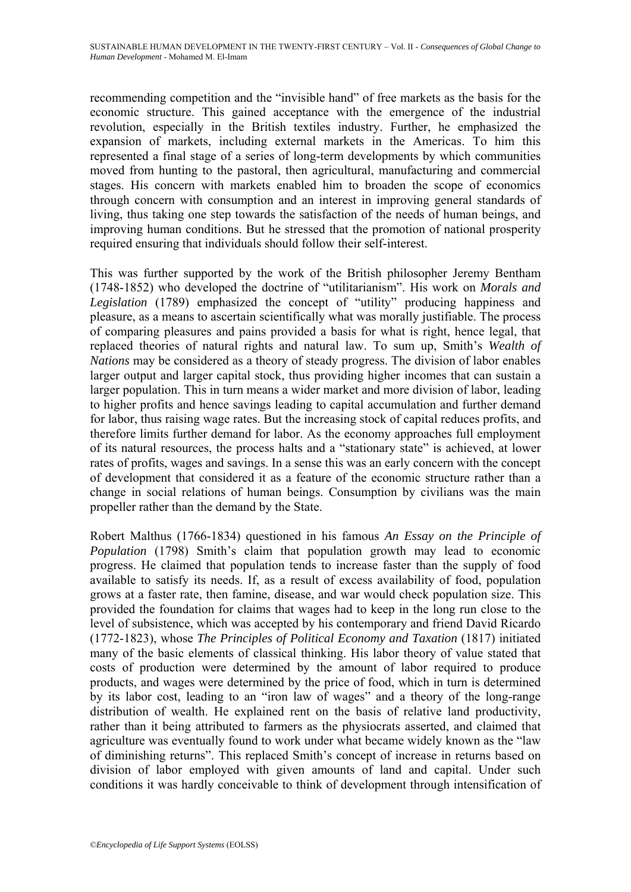recommending competition and the "invisible hand" of free markets as the basis for the economic structure. This gained acceptance with the emergence of the industrial revolution, especially in the British textiles industry. Further, he emphasized the expansion of markets, including external markets in the Americas. To him this represented a final stage of a series of long-term developments by which communities moved from hunting to the pastoral, then agricultural, manufacturing and commercial stages. His concern with markets enabled him to broaden the scope of economics through concern with consumption and an interest in improving general standards of living, thus taking one step towards the satisfaction of the needs of human beings, and improving human conditions. But he stressed that the promotion of national prosperity required ensuring that individuals should follow their self-interest.

This was further supported by the work of the British philosopher Jeremy Bentham (1748-1852) who developed the doctrine of "utilitarianism". His work on *Morals and Legislation* (1789) emphasized the concept of "utility" producing happiness and pleasure, as a means to ascertain scientifically what was morally justifiable. The process of comparing pleasures and pains provided a basis for what is right, hence legal, that replaced theories of natural rights and natural law. To sum up, Smith's *Wealth of Nations* may be considered as a theory of steady progress. The division of labor enables larger output and larger capital stock, thus providing higher incomes that can sustain a larger population. This in turn means a wider market and more division of labor, leading to higher profits and hence savings leading to capital accumulation and further demand for labor, thus raising wage rates. But the increasing stock of capital reduces profits, and therefore limits further demand for labor. As the economy approaches full employment of its natural resources, the process halts and a "stationary state" is achieved, at lower rates of profits, wages and savings. In a sense this was an early concern with the concept of development that considered it as a feature of the economic structure rather than a change in social relations of human beings. Consumption by civilians was the main propeller rather than the demand by the State.

Robert Malthus (1766-1834) questioned in his famous *An Essay on the Principle of Population* (1798) Smith's claim that population growth may lead to economic progress. He claimed that population tends to increase faster than the supply of food available to satisfy its needs. If, as a result of excess availability of food, population grows at a faster rate, then famine, disease, and war would check population size. This provided the foundation for claims that wages had to keep in the long run close to the level of subsistence, which was accepted by his contemporary and friend David Ricardo (1772-1823), whose *The Principles of Political Economy and Taxation* (1817) initiated many of the basic elements of classical thinking. His labor theory of value stated that costs of production were determined by the amount of labor required to produce products, and wages were determined by the price of food, which in turn is determined by its labor cost, leading to an "iron law of wages" and a theory of the long-range distribution of wealth. He explained rent on the basis of relative land productivity, rather than it being attributed to farmers as the physiocrats asserted, and claimed that agriculture was eventually found to work under what became widely known as the "law of diminishing returns". This replaced Smith's concept of increase in returns based on division of labor employed with given amounts of land and capital. Under such conditions it was hardly conceivable to think of development through intensification of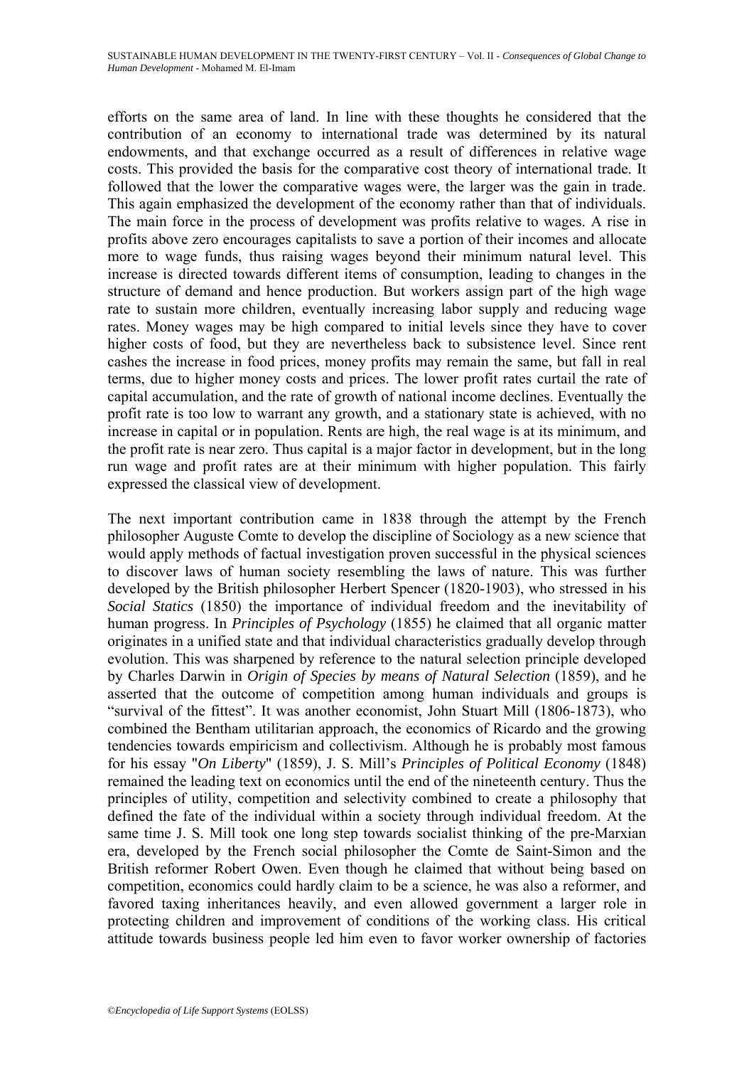efforts on the same area of land. In line with these thoughts he considered that the contribution of an economy to international trade was determined by its natural endowments, and that exchange occurred as a result of differences in relative wage costs. This provided the basis for the comparative cost theory of international trade. It followed that the lower the comparative wages were, the larger was the gain in trade. This again emphasized the development of the economy rather than that of individuals. The main force in the process of development was profits relative to wages. A rise in profits above zero encourages capitalists to save a portion of their incomes and allocate more to wage funds, thus raising wages beyond their minimum natural level. This increase is directed towards different items of consumption, leading to changes in the structure of demand and hence production. But workers assign part of the high wage rate to sustain more children, eventually increasing labor supply and reducing wage rates. Money wages may be high compared to initial levels since they have to cover higher costs of food, but they are nevertheless back to subsistence level. Since rent cashes the increase in food prices, money profits may remain the same, but fall in real terms, due to higher money costs and prices. The lower profit rates curtail the rate of capital accumulation, and the rate of growth of national income declines. Eventually the profit rate is too low to warrant any growth, and a stationary state is achieved, with no increase in capital or in population. Rents are high, the real wage is at its minimum, and the profit rate is near zero. Thus capital is a major factor in development, but in the long run wage and profit rates are at their minimum with higher population. This fairly expressed the classical view of development.

The next important contribution came in 1838 through the attempt by the French philosopher Auguste Comte to develop the discipline of Sociology as a new science that would apply methods of factual investigation proven successful in the physical sciences to discover laws of human society resembling the laws of nature. This was further developed by the British philosopher Herbert Spencer (1820-1903), who stressed in his *Social Statics* (1850) the importance of individual freedom and the inevitability of human progress. In *Principles of Psychology* (1855) he claimed that all organic matter originates in a unified state and that individual characteristics gradually develop through evolution. This was sharpened by reference to the natural selection principle developed by Charles Darwin in *Origin of Species by means of Natural Selection* (1859), and he asserted that the outcome of competition among human individuals and groups is "survival of the fittest". It was another economist, John Stuart Mill (1806-1873), who combined the Bentham utilitarian approach, the economics of Ricardo and the growing tendencies towards empiricism and collectivism. Although he is probably most famous for his essay "*On Liberty*" (1859), J. S. Mill's *Principles of Political Economy* (1848) remained the leading text on economics until the end of the nineteenth century. Thus the principles of utility, competition and selectivity combined to create a philosophy that defined the fate of the individual within a society through individual freedom. At the same time J. S. Mill took one long step towards socialist thinking of the pre-Marxian era, developed by the French social philosopher the Comte de Saint-Simon and the British reformer Robert Owen. Even though he claimed that without being based on competition, economics could hardly claim to be a science, he was also a reformer, and favored taxing inheritances heavily, and even allowed government a larger role in protecting children and improvement of conditions of the working class. His critical attitude towards business people led him even to favor worker ownership of factories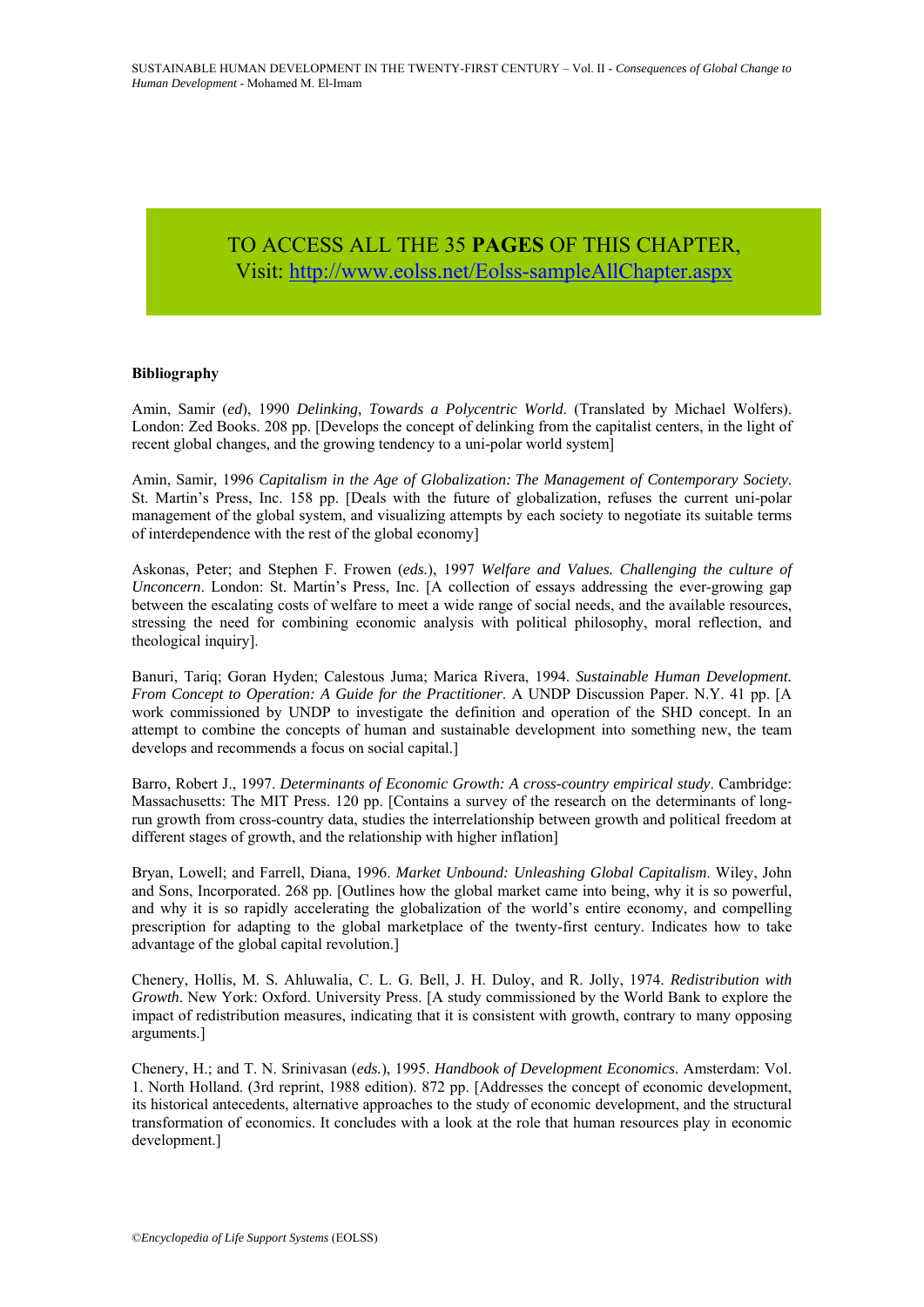TO ACCESS ALL THE 35 **PAGES** OF THIS CHAPTER,
Visit: [http://www.eolss.net/Eolss-sampleAllChapter.aspx](http://www.eolss.net/Eolss-sampleAllChapter.aspx)

**Bibliography**

Amin, Samir (*ed*), 1990 *Delinking, Towards a Polycentric World*. (Translated by Michael Wolfers). London: Zed Books. 208 pp. [Develops the concept of delinking from the capitalist centers, in the light of recent global changes, and the growing tendency to a uni-polar world system]

Amin, Samir, 1996 *Capitalism in the Age of Globalization: The Management of Contemporary Society*. St. Martin's Press, Inc. 158 pp. [Deals with the future of globalization, refuses the current uni-polar management of the global system, and visualizing attempts by each society to negotiate its suitable terms of interdependence with the rest of the global economy]

Askonas, Peter; and Stephen F. Frowen (*eds.*), 1997 *Welfare and Values. Challenging the culture of Unconcern*. London: St. Martin's Press, Inc. [A collection of essays addressing the ever-growing gap between the escalating costs of welfare to meet a wide range of social needs, and the available resources, stressing the need for combining economic analysis with political philosophy, moral reflection, and theological inquiry].

Banuri, Tariq; Goran Hyden; Calestous Juma; Marica Rivera, 1994. *Sustainable Human Development. From Concept to Operation: A Guide for the Practitioner*. A UNDP Discussion Paper. N.Y. 41 pp. [A work commissioned by UNDP to investigate the definition and operation of the SHD concept. In an attempt to combine the concepts of human and sustainable development into something new, the team develops and recommends a focus on social capital.]

Barro, Robert J., 1997. *Determinants of Economic Growth: A cross-country empirical study*. Cambridge: Massachusetts: The MIT Press. 120 pp. [Contains a survey of the research on the determinants of long-run growth from cross-country data, studies the interrelationship between growth and political freedom at different stages of growth, and the relationship with higher inflation]

Bryan, Lowell; and Farrell, Diana, 1996. *Market Unbound: Unleashing Global Capitalism*. Wiley, John and Sons, Incorporated. 268 pp. [Outlines how the global market came into being, why it is so powerful, and why it is so rapidly accelerating the globalization of the world's entire economy, and compelling prescription for adapting to the global marketplace of the twenty-first century. Indicates how to take advantage of the global capital revolution.]

Chenery, Hollis, M. S. Ahluwalia, C. L. G. Bell, J. H. Duloy, and R. Jolly, 1974. *Redistribution with Growth*. New York: Oxford. University Press. [A study commissioned by the World Bank to explore the impact of redistribution measures, indicating that it is consistent with growth, contrary to many opposing arguments.]

Chenery, H.; and T. N. Srinivasan (*eds.*), 1995. *Handbook of Development Economics*. Amsterdam: Vol. 1. North Holland. (3rd reprint, 1988 edition). 872 pp. [Addresses the concept of economic development, its historical antecedents, alternative approaches to the study of economic development, and the structural transformation of economics. It concludes with a look at the role that human resources play in economic development.]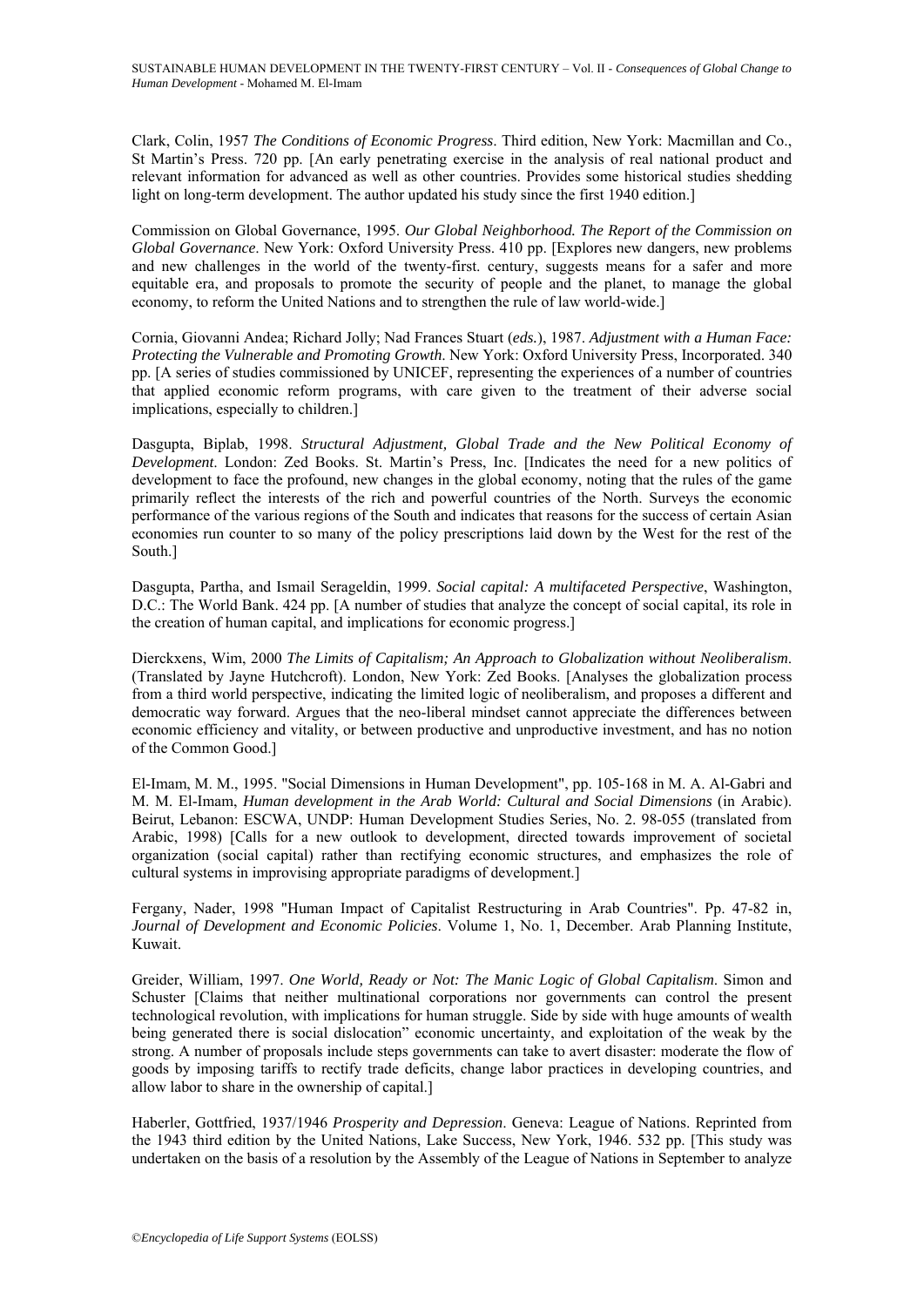Clark, Colin, 1957 *The Conditions of Economic Progress*. Third edition, New York: Macmillan and Co., St Martin's Press. 720 pp. [An early penetrating exercise in the analysis of real national product and relevant information for advanced as well as other countries. Provides some historical studies shedding light on long-term development. The author updated his study since the first 1940 edition.]

Commission on Global Governance, 1995. *Our Global Neighborhood. The Report of the Commission on Global Governance*. New York: Oxford University Press. 410 pp. [Explores new dangers, new problems and new challenges in the world of the twenty-first. century, suggests means for a safer and more equitable era, and proposals to promote the security of people and the planet, to manage the global economy, to reform the United Nations and to strengthen the rule of law world-wide.]

Cornia, Giovanni Andea; Richard Jolly; Nad Frances Stuart (*eds.*), 1987. *Adjustment with a Human Face: Protecting the Vulnerable and Promoting Growth*. New York: Oxford University Press, Incorporated. 340 pp. [A series of studies commissioned by UNICEF, representing the experiences of a number of countries that applied economic reform programs, with care given to the treatment of their adverse social implications, especially to children.]

Dasgupta, Biplab, 1998. *Structural Adjustment, Global Trade and the New Political Economy of Development*. London: Zed Books. St. Martin's Press, Inc. [Indicates the need for a new politics of development to face the profound, new changes in the global economy, noting that the rules of the game primarily reflect the interests of the rich and powerful countries of the North. Surveys the economic performance of the various regions of the South and indicates that reasons for the success of certain Asian economies run counter to so many of the policy prescriptions laid down by the West for the rest of the South.]

Dasgupta, Partha, and Ismail Serageldin, 1999. *Social capital: A multifaceted Perspective*, Washington, D.C.: The World Bank. 424 pp. [A number of studies that analyze the concept of social capital, its role in the creation of human capital, and implications for economic progress.]

Dierckxens, Wim, 2000 *The Limits of Capitalism; An Approach to Globalization without Neoliberalism*. (Translated by Jayne Hutchcroft). London, New York: Zed Books. [Analyses the globalization process from a third world perspective, indicating the limited logic of neoliberalism, and proposes a different and democratic way forward. Argues that the neo-liberal mindset cannot appreciate the differences between economic efficiency and vitality, or between productive and unproductive investment, and has no notion of the Common Good.]

El-Imam, M. M., 1995. "Social Dimensions in Human Development", pp. 105-168 in M. A. Al-Gabri and M. M. El-Imam, *Human development in the Arab World: Cultural and Social Dimensions* (in Arabic). Beirut, Lebanon: ESCWA, UNDP: Human Development Studies Series, No. 2. 98-055 (translated from Arabic, 1998) [Calls for a new outlook to development, directed towards improvement of societal organization (social capital) rather than rectifying economic structures, and emphasizes the role of cultural systems in improvising appropriate paradigms of development.]

Fergany, Nader, 1998 "Human Impact of Capitalist Restructuring in Arab Countries". Pp. 47-82 in, *Journal of Development and Economic Policies*. Volume 1, No. 1, December. Arab Planning Institute, Kuwait.

Greider, William, 1997. *One World, Ready or Not: The Manic Logic of Global Capitalism*. Simon and Schuster [Claims that neither multinational corporations nor governments can control the present technological revolution, with implications for human struggle. Side by side with huge amounts of wealth being generated there is social dislocation" economic uncertainty, and exploitation of the weak by the strong. A number of proposals include steps governments can take to avert disaster: moderate the flow of goods by imposing tariffs to rectify trade deficits, change labor practices in developing countries, and allow labor to share in the ownership of capital.]

Haberler, Gottfried, 1937/1946 *Prosperity and Depression*. Geneva: League of Nations. Reprinted from the 1943 third edition by the United Nations, Lake Success, New York, 1946. 532 pp. [This study was undertaken on the basis of a resolution by the Assembly of the League of Nations in September to analyze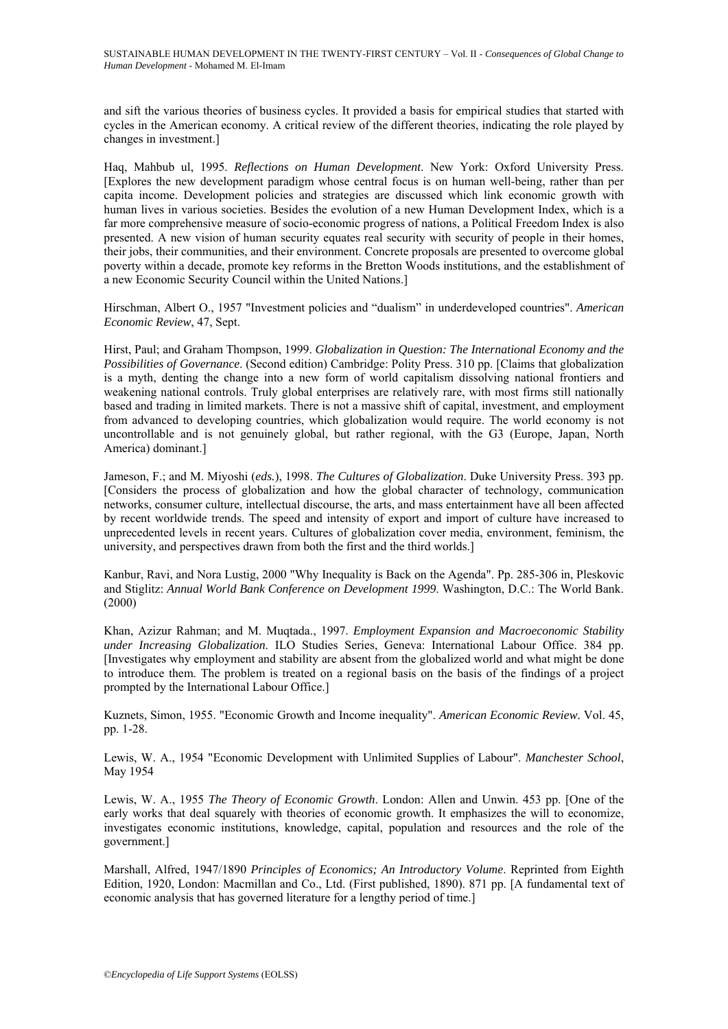and sift the various theories of business cycles. It provided a basis for empirical studies that started with cycles in the American economy. A critical review of the different theories, indicating the role played by changes in investment.]

Haq, Mahbub ul, 1995. *Reflections on Human Development*. New York: Oxford University Press. [Explores the new development paradigm whose central focus is on human well-being, rather than per capita income. Development policies and strategies are discussed which link economic growth with human lives in various societies. Besides the evolution of a new Human Development Index, which is a far more comprehensive measure of socio-economic progress of nations, a Political Freedom Index is also presented. A new vision of human security equates real security with security of people in their homes, their jobs, their communities, and their environment. Concrete proposals are presented to overcome global poverty within a decade, promote key reforms in the Bretton Woods institutions, and the establishment of a new Economic Security Council within the United Nations.]

Hirschman, Albert O., 1957 "Investment policies and "dualism" in underdeveloped countries". *American Economic Review*, 47, Sept.

Hirst, Paul; and Graham Thompson, 1999. *Globalization in Question: The International Economy and the Possibilities of Governance*. (Second edition) Cambridge: Polity Press. 310 pp. [Claims that globalization is a myth, denting the change into a new form of world capitalism dissolving national frontiers and weakening national controls. Truly global enterprises are relatively rare, with most firms still nationally based and trading in limited markets. There is not a massive shift of capital, investment, and employment from advanced to developing countries, which globalization would require. The world economy is not uncontrollable and is not genuinely global, but rather regional, with the G3 (Europe, Japan, North America) dominant.]

Jameson, F.; and M. Miyoshi (*eds.*), 1998. *The Cultures of Globalization*. Duke University Press. 393 pp. [Considers the process of globalization and how the global character of technology, communication networks, consumer culture, intellectual discourse, the arts, and mass entertainment have all been affected by recent worldwide trends. The speed and intensity of export and import of culture have increased to unprecedented levels in recent years. Cultures of globalization cover media, environment, feminism, the university, and perspectives drawn from both the first and the third worlds.]

Kanbur, Ravi, and Nora Lustig, 2000 "Why Inequality is Back on the Agenda". Pp. 285-306 in, Pleskovic and Stiglitz: *Annual World Bank Conference on Development 1999*. Washington, D.C.: The World Bank. (2000)

Khan, Azizur Rahman; and M. Muqtada., 1997. *Employment Expansion and Macroeconomic Stability under Increasing Globalization*. ILO Studies Series, Geneva: International Labour Office. 384 pp. [Investigates why employment and stability are absent from the globalized world and what might be done to introduce them. The problem is treated on a regional basis on the basis of the findings of a project prompted by the International Labour Office.]

Kuznets, Simon, 1955. "Economic Growth and Income inequality". *American Economic Review*. Vol. 45, pp. 1-28.

Lewis, W. A., 1954 "Economic Development with Unlimited Supplies of Labour". *Manchester School*, May 1954

Lewis, W. A., 1955 *The Theory of Economic Growth*. London: Allen and Unwin. 453 pp. [One of the early works that deal squarely with theories of economic growth. It emphasizes the will to economize, investigates economic institutions, knowledge, capital, population and resources and the role of the government.]

Marshall, Alfred, 1947/1890 *Principles of Economics; An Introductory Volume*. Reprinted from Eighth Edition, 1920, London: Macmillan and Co., Ltd. (First published, 1890). 871 pp. [A fundamental text of economic analysis that has governed literature for a lengthy period of time.]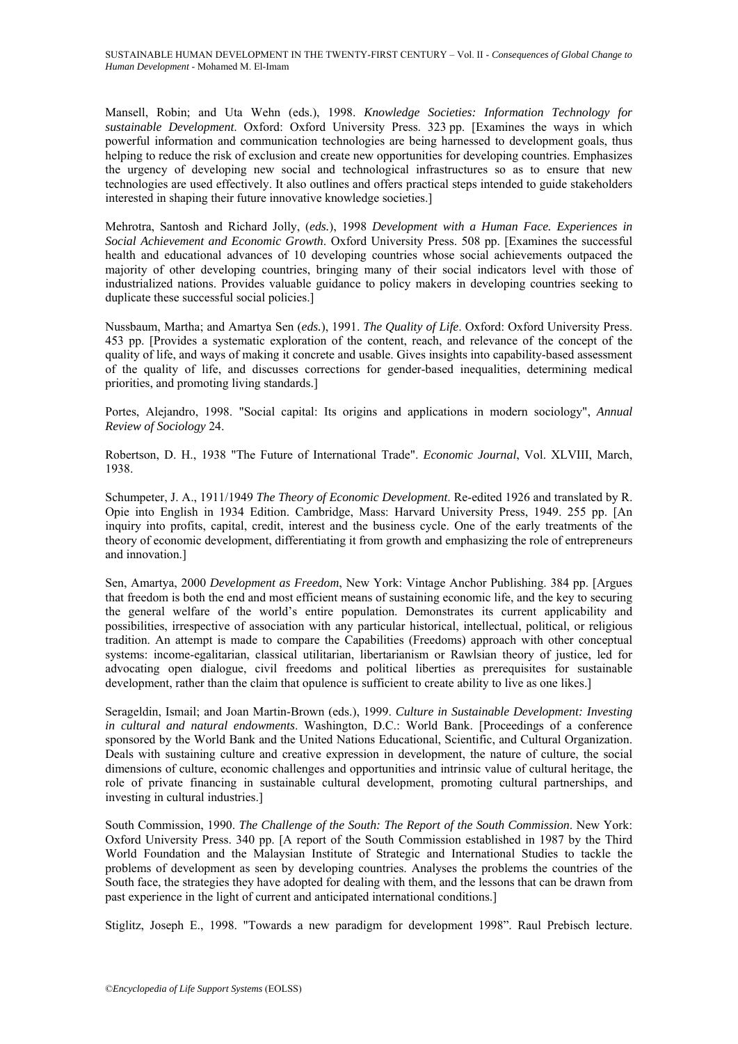Mansell, Robin; and Uta Wehn (eds.), 1998. *Knowledge Societies: Information Technology for sustainable Development*. Oxford: Oxford University Press. 323 pp. [Examines the ways in which powerful information and communication technologies are being harnessed to development goals, thus helping to reduce the risk of exclusion and create new opportunities for developing countries. Emphasizes the urgency of developing new social and technological infrastructures so as to ensure that new technologies are used effectively. It also outlines and offers practical steps intended to guide stakeholders interested in shaping their future innovative knowledge societies.]

Mehrotra, Santosh and Richard Jolly, (*eds.*), 1998 *Development with a Human Face. Experiences in Social Achievement and Economic Growth*. Oxford University Press. 508 pp. [Examines the successful health and educational advances of 10 developing countries whose social achievements outpaced the majority of other developing countries, bringing many of their social indicators level with those of industrialized nations. Provides valuable guidance to policy makers in developing countries seeking to duplicate these successful social policies.]

Nussbaum, Martha; and Amartya Sen (*eds.*), 1991. *The Quality of Life*. Oxford: Oxford University Press. 453 pp. [Provides a systematic exploration of the content, reach, and relevance of the concept of the quality of life, and ways of making it concrete and usable. Gives insights into capability-based assessment of the quality of life, and discusses corrections for gender-based inequalities, determining medical priorities, and promoting living standards.]

Portes, Alejandro, 1998. "Social capital: Its origins and applications in modern sociology", *Annual Review of Sociology* 24.

Robertson, D. H., 1938 "The Future of International Trade". *Economic Journal*, Vol. XLVIII, March, 1938.

Schumpeter, J. A., 1911/1949 *The Theory of Economic Development*. Re-edited 1926 and translated by R. Opie into English in 1934 Edition. Cambridge, Mass: Harvard University Press, 1949. 255 pp. [An inquiry into profits, capital, credit, interest and the business cycle. One of the early treatments of the theory of economic development, differentiating it from growth and emphasizing the role of entrepreneurs and innovation.]

Sen, Amartya, 2000 *Development as Freedom*, New York: Vintage Anchor Publishing. 384 pp. [Argues that freedom is both the end and most efficient means of sustaining economic life, and the key to securing the general welfare of the world's entire population. Demonstrates its current applicability and possibilities, irrespective of association with any particular historical, intellectual, political, or religious tradition. An attempt is made to compare the Capabilities (Freedoms) approach with other conceptual systems: income-egalitarian, classical utilitarian, libertarianism or Rawlsian theory of justice, led for advocating open dialogue, civil freedoms and political liberties as prerequisites for sustainable development, rather than the claim that opulence is sufficient to create ability to live as one likes.]

Serageldin, Ismail; and Joan Martin-Brown (eds.), 1999. *Culture in Sustainable Development: Investing in cultural and natural endowments*. Washington, D.C.: World Bank. [Proceedings of a conference sponsored by the World Bank and the United Nations Educational, Scientific, and Cultural Organization. Deals with sustaining culture and creative expression in development, the nature of culture, the social dimensions of culture, economic challenges and opportunities and intrinsic value of cultural heritage, the role of private financing in sustainable cultural development, promoting cultural partnerships, and investing in cultural industries.]

South Commission, 1990. *The Challenge of the South: The Report of the South Commission*. New York: Oxford University Press. 340 pp. [A report of the South Commission established in 1987 by the Third World Foundation and the Malaysian Institute of Strategic and International Studies to tackle the problems of development as seen by developing countries. Analyses the problems the countries of the South face, the strategies they have adopted for dealing with them, and the lessons that can be drawn from past experience in the light of current and anticipated international conditions.]

Stiglitz, Joseph E., 1998. "Towards a new paradigm for development 1998". Raul Prebisch lecture.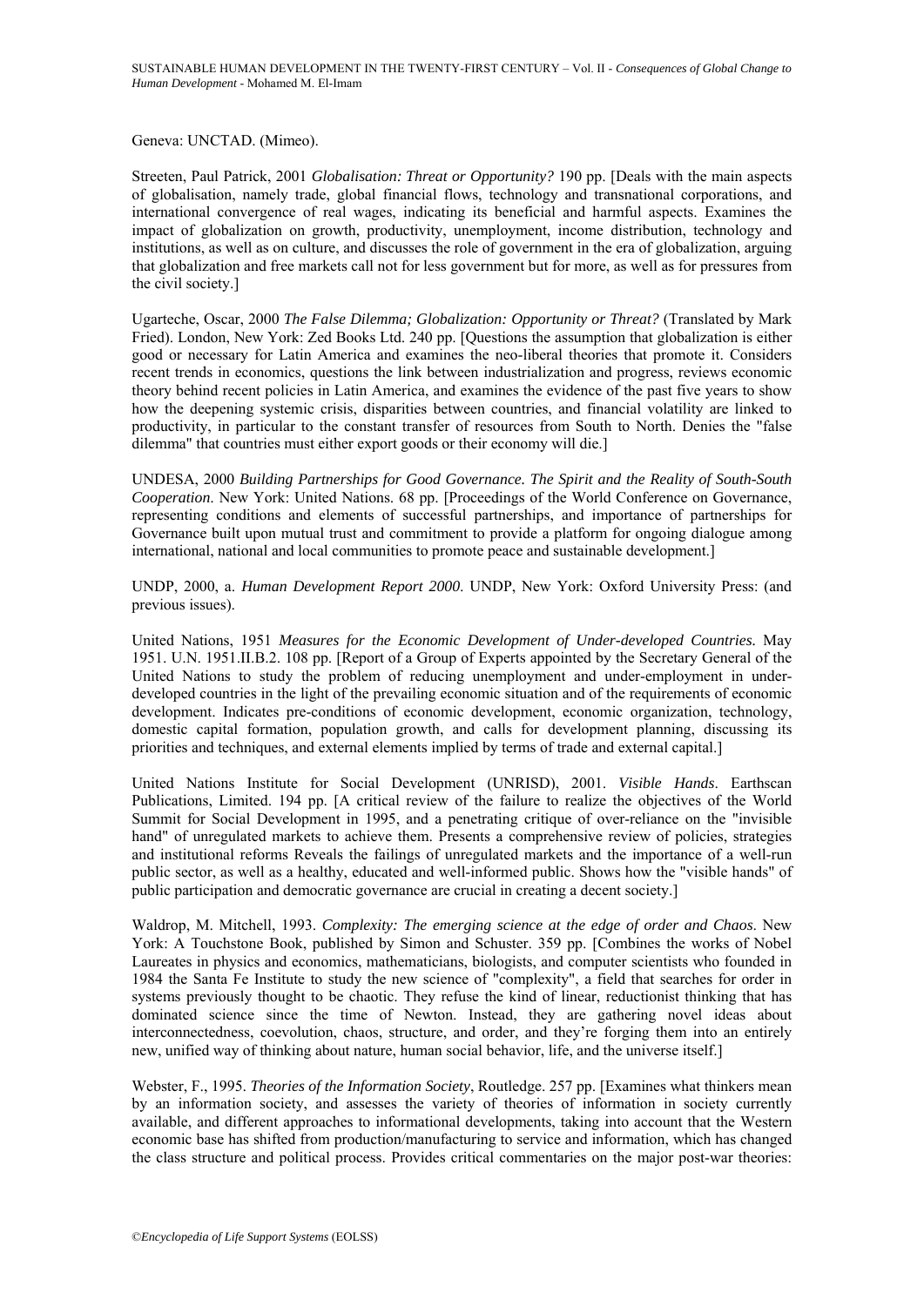Geneva: UNCTAD. (Mimeo).

Streeten, Paul Patrick, 2001 *Globalisation: Threat or Opportunity?* 190 pp. [Deals with the main aspects of globalisation, namely trade, global financial flows, technology and transnational corporations, and international convergence of real wages, indicating its beneficial and harmful aspects. Examines the impact of globalization on growth, productivity, unemployment, income distribution, technology and institutions, as well as on culture, and discusses the role of government in the era of globalization, arguing that globalization and free markets call not for less government but for more, as well as for pressures from the civil society.]

Ugarteche, Oscar, 2000 *The False Dilemma; Globalization: Opportunity or Threat?* (Translated by Mark Fried). London, New York: Zed Books Ltd. 240 pp. [Questions the assumption that globalization is either good or necessary for Latin America and examines the neo-liberal theories that promote it. Considers recent trends in economics, questions the link between industrialization and progress, reviews economic theory behind recent policies in Latin America, and examines the evidence of the past five years to show how the deepening systemic crisis, disparities between countries, and financial volatility are linked to productivity, in particular to the constant transfer of resources from South to North. Denies the "false dilemma" that countries must either export goods or their economy will die.]

UNDESA, 2000 *Building Partnerships for Good Governance. The Spirit and the Reality of South-South Cooperation*. New York: United Nations. 68 pp. [Proceedings of the World Conference on Governance, representing conditions and elements of successful partnerships, and importance of partnerships for Governance built upon mutual trust and commitment to provide a platform for ongoing dialogue among international, national and local communities to promote peace and sustainable development.]

UNDP, 2000, a. *Human Development Report 2000*. UNDP, New York: Oxford University Press: (and previous issues).

United Nations, 1951 *Measures for the Economic Development of Under-developed Countries.* May 1951. U.N. 1951.II.B.2. 108 pp. [Report of a Group of Experts appointed by the Secretary General of the United Nations to study the problem of reducing unemployment and under-employment in under-developed countries in the light of the prevailing economic situation and of the requirements of economic development. Indicates pre-conditions of economic development, economic organization, technology, domestic capital formation, population growth, and calls for development planning, discussing its priorities and techniques, and external elements implied by terms of trade and external capital.]

United Nations Institute for Social Development (UNRISD), 2001. *Visible Hands*. Earthscan Publications, Limited. 194 pp. [A critical review of the failure to realize the objectives of the World Summit for Social Development in 1995, and a penetrating critique of over-reliance on the "invisible hand" of unregulated markets to achieve them. Presents a comprehensive review of policies, strategies and institutional reforms Reveals the failings of unregulated markets and the importance of a well-run public sector, as well as a healthy, educated and well-informed public. Shows how the "visible hands" of public participation and democratic governance are crucial in creating a decent society.]

Waldrop, M. Mitchell, 1993. *Complexity: The emerging science at the edge of order and Chaos*. New York: A Touchstone Book, published by Simon and Schuster. 359 pp. [Combines the works of Nobel Laureates in physics and economics, mathematicians, biologists, and computer scientists who founded in 1984 the Santa Fe Institute to study the new science of "complexity", a field that searches for order in systems previously thought to be chaotic. They refuse the kind of linear, reductionist thinking that has dominated science since the time of Newton. Instead, they are gathering novel ideas about interconnectedness, coevolution, chaos, structure, and order, and they're forging them into an entirely new, unified way of thinking about nature, human social behavior, life, and the universe itself.]

Webster, F., 1995. *Theories of the Information Society*, Routledge. 257 pp. [Examines what thinkers mean by an information society, and assesses the variety of theories of information in society currently available, and different approaches to informational developments, taking into account that the Western economic base has shifted from production/manufacturing to service and information, which has changed the class structure and political process. Provides critical commentaries on the major post-war theories: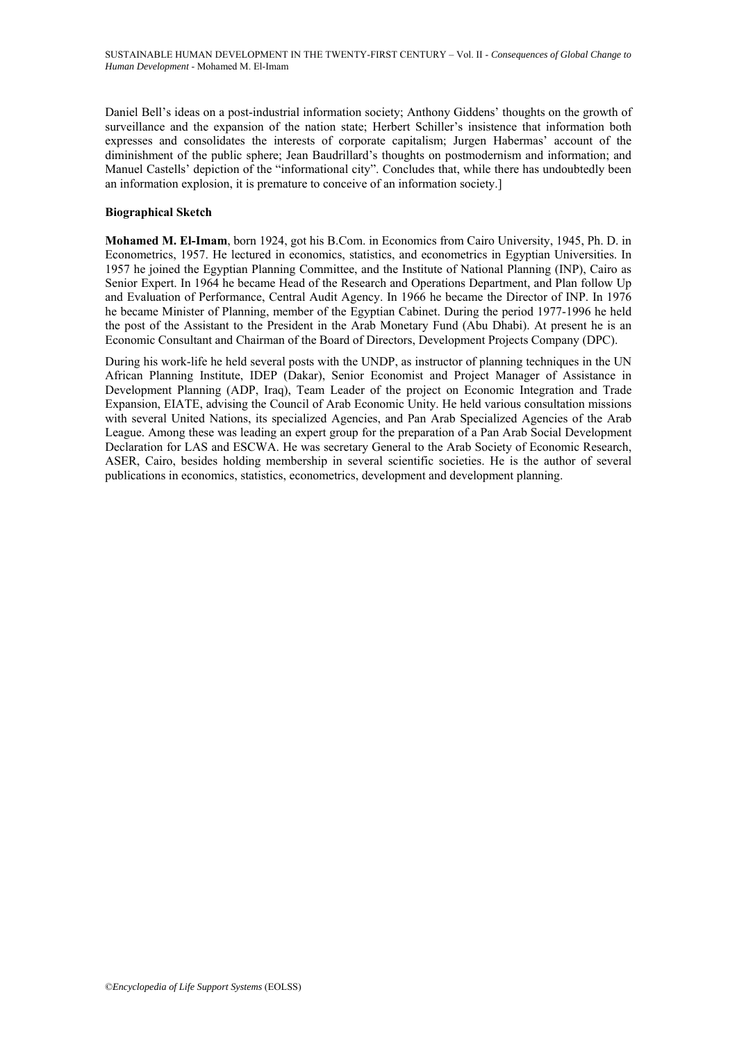Daniel Bell's ideas on a post-industrial information society; Anthony Giddens' thoughts on the growth of surveillance and the expansion of the nation state; Herbert Schiller's insistence that information both expresses and consolidates the interests of corporate capitalism; Jurgen Habermas' account of the diminishment of the public sphere; Jean Baudrillard's thoughts on postmodernism and information; and Manuel Castells' depiction of the "informational city". Concludes that, while there has undoubtedly been an information explosion, it is premature to conceive of an information society.]

**Biographical Sketch**

**Mohamed M. El-Imam**, born 1924, got his B.Com. in Economics from Cairo University, 1945, Ph. D. in Econometrics, 1957. He lectured in economics, statistics, and econometrics in Egyptian Universities. In 1957 he joined the Egyptian Planning Committee, and the Institute of National Planning (INP), Cairo as Senior Expert. In 1964 he became Head of the Research and Operations Department, and Plan follow Up and Evaluation of Performance, Central Audit Agency. In 1966 he became the Director of INP. In 1976 he became Minister of Planning, member of the Egyptian Cabinet. During the period 1977-1996 he held the post of the Assistant to the President in the Arab Monetary Fund (Abu Dhabi). At present he is an Economic Consultant and Chairman of the Board of Directors, Development Projects Company (DPC).

During his work-life he held several posts with the UNDP, as instructor of planning techniques in the UN African Planning Institute, IDEP (Dakar), Senior Economist and Project Manager of Assistance in Development Planning (ADP, Iraq), Team Leader of the project on Economic Integration and Trade Expansion, EIATE, advising the Council of Arab Economic Unity. He held various consultation missions with several United Nations, its specialized Agencies, and Pan Arab Specialized Agencies of the Arab League. Among these was leading an expert group for the preparation of a Pan Arab Social Development Declaration for LAS and ESCWA. He was secretary General to the Arab Society of Economic Research, ASER, Cairo, besides holding membership in several scientific societies. He is the author of several publications in economics, statistics, econometrics, development and development planning.